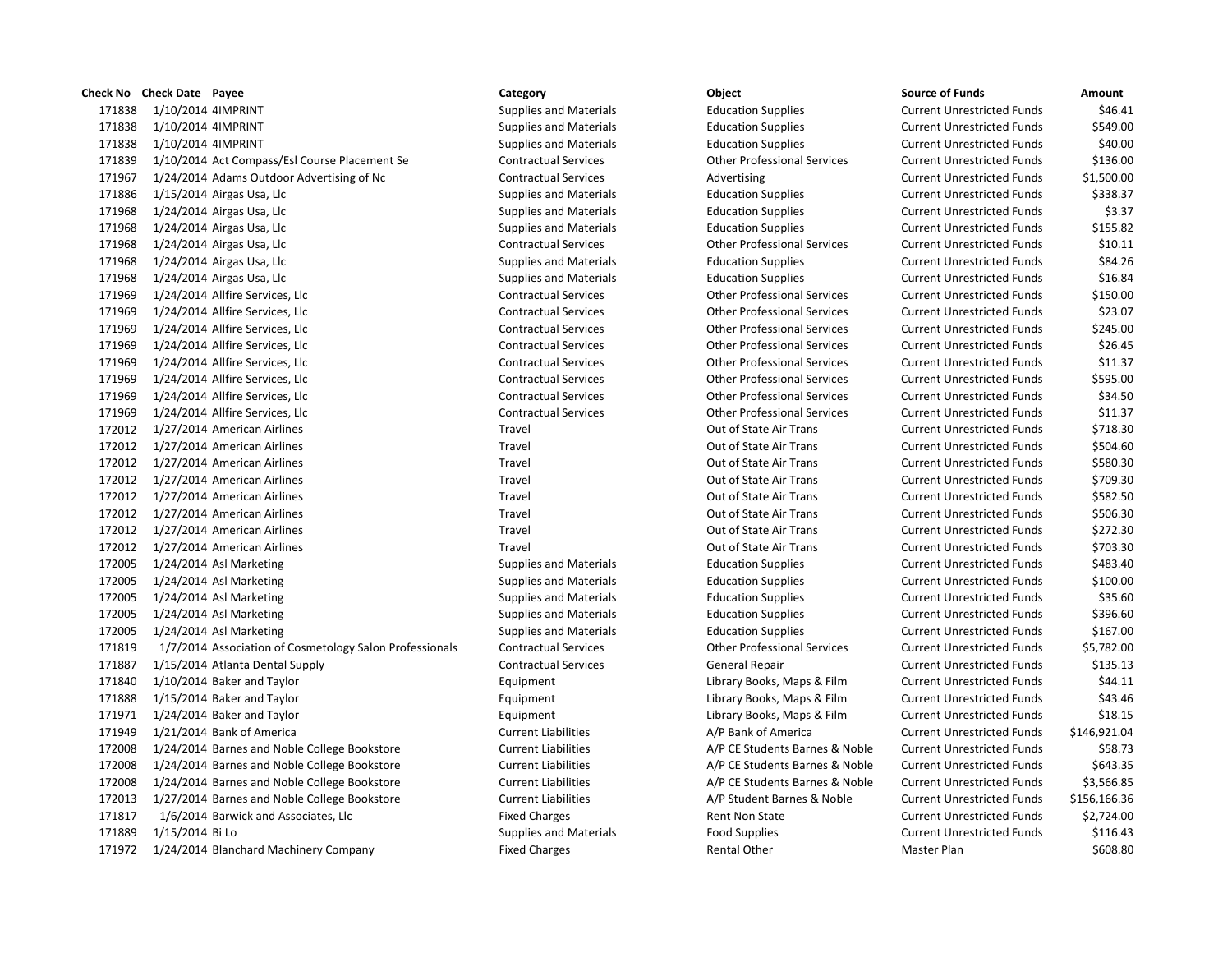| Check No | Check Date | Payee | Category | Object | Source of Funds | Amount |
|---|---|---|---|---|---|---|
| 171838 | 1/10/2014 | 4IMPRINT | Supplies and Materials | Education Supplies | Current Unrestricted Funds | $46.41 |
| 171838 | 1/10/2014 | 4IMPRINT | Supplies and Materials | Education Supplies | Current Unrestricted Funds | $549.00 |
| 171838 | 1/10/2014 | 4IMPRINT | Supplies and Materials | Education Supplies | Current Unrestricted Funds | $40.00 |
| 171839 | 1/10/2014 | Act Compass/Esl Course Placement Se | Contractual Services | Other Professional Services | Current Unrestricted Funds | $136.00 |
| 171967 | 1/24/2014 | Adams Outdoor Advertising of Nc | Contractual Services | Advertising | Current Unrestricted Funds | $1,500.00 |
| 171886 | 1/15/2014 | Airgas Usa, Llc | Supplies and Materials | Education Supplies | Current Unrestricted Funds | $338.37 |
| 171968 | 1/24/2014 | Airgas Usa, Llc | Supplies and Materials | Education Supplies | Current Unrestricted Funds | $3.37 |
| 171968 | 1/24/2014 | Airgas Usa, Llc | Supplies and Materials | Education Supplies | Current Unrestricted Funds | $155.82 |
| 171968 | 1/24/2014 | Airgas Usa, Llc | Contractual Services | Other Professional Services | Current Unrestricted Funds | $10.11 |
| 171968 | 1/24/2014 | Airgas Usa, Llc | Supplies and Materials | Education Supplies | Current Unrestricted Funds | $84.26 |
| 171968 | 1/24/2014 | Airgas Usa, Llc | Supplies and Materials | Education Supplies | Current Unrestricted Funds | $16.84 |
| 171969 | 1/24/2014 | Allfire Services, Llc | Contractual Services | Other Professional Services | Current Unrestricted Funds | $150.00 |
| 171969 | 1/24/2014 | Allfire Services, Llc | Contractual Services | Other Professional Services | Current Unrestricted Funds | $23.07 |
| 171969 | 1/24/2014 | Allfire Services, Llc | Contractual Services | Other Professional Services | Current Unrestricted Funds | $245.00 |
| 171969 | 1/24/2014 | Allfire Services, Llc | Contractual Services | Other Professional Services | Current Unrestricted Funds | $26.45 |
| 171969 | 1/24/2014 | Allfire Services, Llc | Contractual Services | Other Professional Services | Current Unrestricted Funds | $11.37 |
| 171969 | 1/24/2014 | Allfire Services, Llc | Contractual Services | Other Professional Services | Current Unrestricted Funds | $595.00 |
| 171969 | 1/24/2014 | Allfire Services, Llc | Contractual Services | Other Professional Services | Current Unrestricted Funds | $34.50 |
| 171969 | 1/24/2014 | Allfire Services, Llc | Contractual Services | Other Professional Services | Current Unrestricted Funds | $11.37 |
| 172012 | 1/27/2014 | American Airlines | Travel | Out of State Air Trans | Current Unrestricted Funds | $718.30 |
| 172012 | 1/27/2014 | American Airlines | Travel | Out of State Air Trans | Current Unrestricted Funds | $504.60 |
| 172012 | 1/27/2014 | American Airlines | Travel | Out of State Air Trans | Current Unrestricted Funds | $580.30 |
| 172012 | 1/27/2014 | American Airlines | Travel | Out of State Air Trans | Current Unrestricted Funds | $709.30 |
| 172012 | 1/27/2014 | American Airlines | Travel | Out of State Air Trans | Current Unrestricted Funds | $582.50 |
| 172012 | 1/27/2014 | American Airlines | Travel | Out of State Air Trans | Current Unrestricted Funds | $506.30 |
| 172012 | 1/27/2014 | American Airlines | Travel | Out of State Air Trans | Current Unrestricted Funds | $272.30 |
| 172012 | 1/27/2014 | American Airlines | Travel | Out of State Air Trans | Current Unrestricted Funds | $703.30 |
| 172005 | 1/24/2014 | Asl Marketing | Supplies and Materials | Education Supplies | Current Unrestricted Funds | $483.40 |
| 172005 | 1/24/2014 | Asl Marketing | Supplies and Materials | Education Supplies | Current Unrestricted Funds | $100.00 |
| 172005 | 1/24/2014 | Asl Marketing | Supplies and Materials | Education Supplies | Current Unrestricted Funds | $35.60 |
| 172005 | 1/24/2014 | Asl Marketing | Supplies and Materials | Education Supplies | Current Unrestricted Funds | $396.60 |
| 172005 | 1/24/2014 | Asl Marketing | Supplies and Materials | Education Supplies | Current Unrestricted Funds | $167.00 |
| 171819 | 1/7/2014 | Association of Cosmetology Salon Professionals | Contractual Services | Other Professional Services | Current Unrestricted Funds | $5,782.00 |
| 171887 | 1/15/2014 | Atlanta Dental Supply | Contractual Services | General Repair | Current Unrestricted Funds | $135.13 |
| 171840 | 1/10/2014 | Baker and Taylor | Equipment | Library Books, Maps & Film | Current Unrestricted Funds | $44.11 |
| 171888 | 1/15/2014 | Baker and Taylor | Equipment | Library Books, Maps & Film | Current Unrestricted Funds | $43.46 |
| 171971 | 1/24/2014 | Baker and Taylor | Equipment | Library Books, Maps & Film | Current Unrestricted Funds | $18.15 |
| 171949 | 1/21/2014 | Bank of America | Current Liabilities | A/P Bank of America | Current Unrestricted Funds | $146,921.04 |
| 172008 | 1/24/2014 | Barnes and Noble College Bookstore | Current Liabilities | A/P CE Students Barnes & Noble | Current Unrestricted Funds | $58.73 |
| 172008 | 1/24/2014 | Barnes and Noble College Bookstore | Current Liabilities | A/P CE Students Barnes & Noble | Current Unrestricted Funds | $643.35 |
| 172008 | 1/24/2014 | Barnes and Noble College Bookstore | Current Liabilities | A/P CE Students Barnes & Noble | Current Unrestricted Funds | $3,566.85 |
| 172013 | 1/27/2014 | Barnes and Noble College Bookstore | Current Liabilities | A/P Student Barnes & Noble | Current Unrestricted Funds | $156,166.36 |
| 171817 | 1/6/2014 | Barwick and Associates, Llc | Fixed Charges | Rent Non State | Current Unrestricted Funds | $2,724.00 |
| 171889 | 1/15/2014 | Bi Lo | Supplies and Materials | Food Supplies | Current Unrestricted Funds | $116.43 |
| 171972 | 1/24/2014 | Blanchard Machinery Company | Fixed Charges | Rental Other | Master Plan | $608.80 |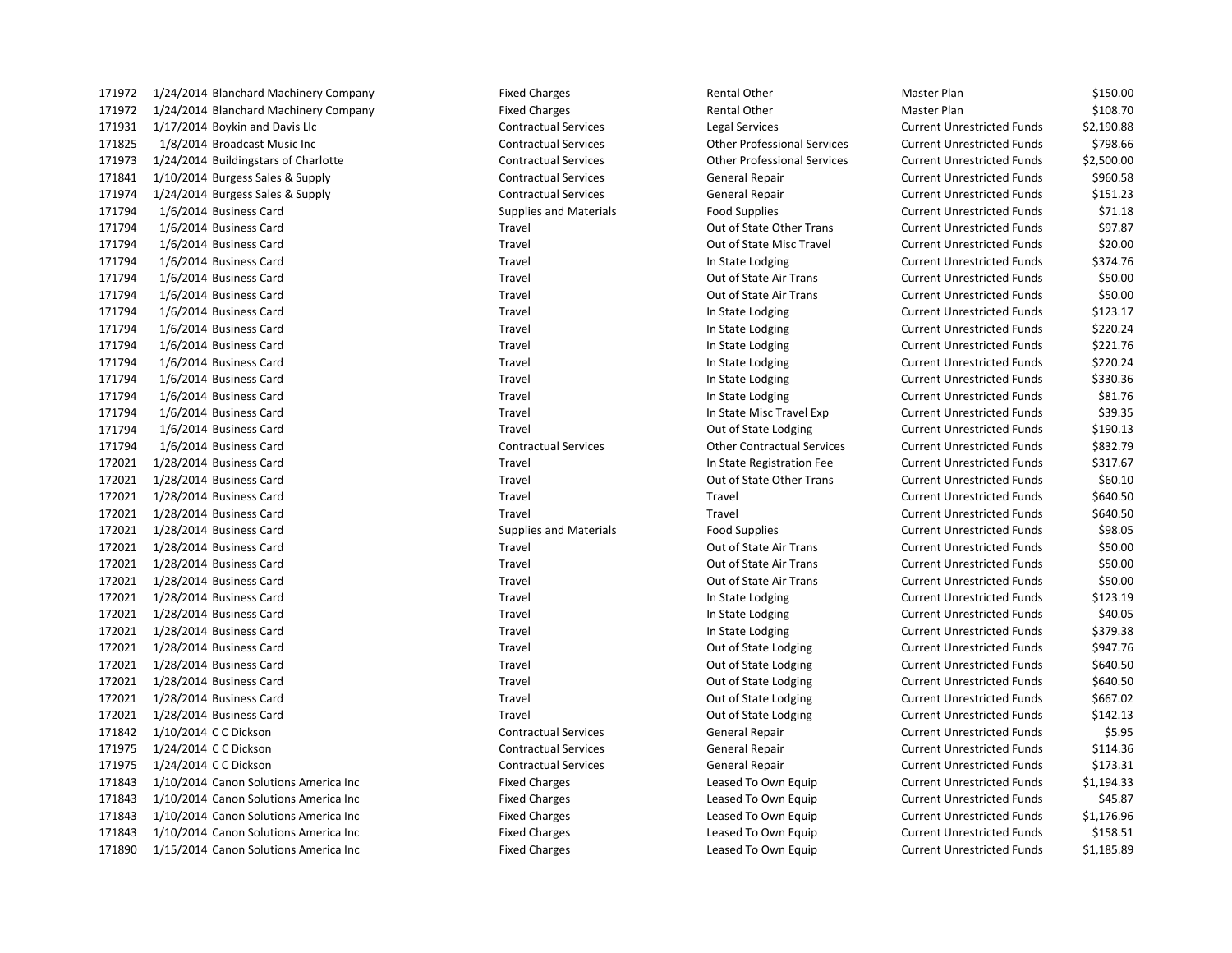| | | | | | | |
|---|---|---|---|---|---|---|
| 171972 | 1/24/2014 | Blanchard Machinery Company | Fixed Charges | Rental Other | Master Plan | $150.00 |
| 171972 | 1/24/2014 | Blanchard Machinery Company | Fixed Charges | Rental Other | Master Plan | $108.70 |
| 171931 | 1/17/2014 | Boykin and Davis Llc | Contractual Services | Legal Services | Current Unrestricted Funds | $2,190.88 |
| 171825 | 1/8/2014 | Broadcast Music Inc | Contractual Services | Other Professional Services | Current Unrestricted Funds | $798.66 |
| 171973 | 1/24/2014 | Buildingstars of Charlotte | Contractual Services | Other Professional Services | Current Unrestricted Funds | $2,500.00 |
| 171841 | 1/10/2014 | Burgess Sales & Supply | Contractual Services | General Repair | Current Unrestricted Funds | $960.58 |
| 171974 | 1/24/2014 | Burgess Sales & Supply | Contractual Services | General Repair | Current Unrestricted Funds | $151.23 |
| 171794 | 1/6/2014 | Business Card | Supplies and Materials | Food Supplies | Current Unrestricted Funds | $71.18 |
| 171794 | 1/6/2014 | Business Card | Travel | Out of State Other Trans | Current Unrestricted Funds | $97.87 |
| 171794 | 1/6/2014 | Business Card | Travel | Out of State Misc Travel | Current Unrestricted Funds | $20.00 |
| 171794 | 1/6/2014 | Business Card | Travel | In State Lodging | Current Unrestricted Funds | $374.76 |
| 171794 | 1/6/2014 | Business Card | Travel | Out of State Air Trans | Current Unrestricted Funds | $50.00 |
| 171794 | 1/6/2014 | Business Card | Travel | Out of State Air Trans | Current Unrestricted Funds | $50.00 |
| 171794 | 1/6/2014 | Business Card | Travel | In State Lodging | Current Unrestricted Funds | $123.17 |
| 171794 | 1/6/2014 | Business Card | Travel | In State Lodging | Current Unrestricted Funds | $220.24 |
| 171794 | 1/6/2014 | Business Card | Travel | In State Lodging | Current Unrestricted Funds | $221.76 |
| 171794 | 1/6/2014 | Business Card | Travel | In State Lodging | Current Unrestricted Funds | $220.24 |
| 171794 | 1/6/2014 | Business Card | Travel | In State Lodging | Current Unrestricted Funds | $330.36 |
| 171794 | 1/6/2014 | Business Card | Travel | In State Lodging | Current Unrestricted Funds | $81.76 |
| 171794 | 1/6/2014 | Business Card | Travel | In State Misc Travel Exp | Current Unrestricted Funds | $39.35 |
| 171794 | 1/6/2014 | Business Card | Travel | Out of State Lodging | Current Unrestricted Funds | $190.13 |
| 171794 | 1/6/2014 | Business Card | Contractual Services | Other Contractual Services | Current Unrestricted Funds | $832.79 |
| 172021 | 1/28/2014 | Business Card | Travel | In State Registration Fee | Current Unrestricted Funds | $317.67 |
| 172021 | 1/28/2014 | Business Card | Travel | Out of State Other Trans | Current Unrestricted Funds | $60.10 |
| 172021 | 1/28/2014 | Business Card | Travel | Travel | Current Unrestricted Funds | $640.50 |
| 172021 | 1/28/2014 | Business Card | Travel | Travel | Current Unrestricted Funds | $640.50 |
| 172021 | 1/28/2014 | Business Card | Supplies and Materials | Food Supplies | Current Unrestricted Funds | $98.05 |
| 172021 | 1/28/2014 | Business Card | Travel | Out of State Air Trans | Current Unrestricted Funds | $50.00 |
| 172021 | 1/28/2014 | Business Card | Travel | Out of State Air Trans | Current Unrestricted Funds | $50.00 |
| 172021 | 1/28/2014 | Business Card | Travel | Out of State Air Trans | Current Unrestricted Funds | $50.00 |
| 172021 | 1/28/2014 | Business Card | Travel | In State Lodging | Current Unrestricted Funds | $123.19 |
| 172021 | 1/28/2014 | Business Card | Travel | In State Lodging | Current Unrestricted Funds | $40.05 |
| 172021 | 1/28/2014 | Business Card | Travel | In State Lodging | Current Unrestricted Funds | $379.38 |
| 172021 | 1/28/2014 | Business Card | Travel | Out of State Lodging | Current Unrestricted Funds | $947.76 |
| 172021 | 1/28/2014 | Business Card | Travel | Out of State Lodging | Current Unrestricted Funds | $640.50 |
| 172021 | 1/28/2014 | Business Card | Travel | Out of State Lodging | Current Unrestricted Funds | $640.50 |
| 172021 | 1/28/2014 | Business Card | Travel | Out of State Lodging | Current Unrestricted Funds | $667.02 |
| 172021 | 1/28/2014 | Business Card | Travel | Out of State Lodging | Current Unrestricted Funds | $142.13 |
| 171842 | 1/10/2014 | C C Dickson | Contractual Services | General Repair | Current Unrestricted Funds | $5.95 |
| 171975 | 1/24/2014 | C C Dickson | Contractual Services | General Repair | Current Unrestricted Funds | $114.36 |
| 171975 | 1/24/2014 | C C Dickson | Contractual Services | General Repair | Current Unrestricted Funds | $173.31 |
| 171843 | 1/10/2014 | Canon Solutions America Inc | Fixed Charges | Leased To Own Equip | Current Unrestricted Funds | $1,194.33 |
| 171843 | 1/10/2014 | Canon Solutions America Inc | Fixed Charges | Leased To Own Equip | Current Unrestricted Funds | $45.87 |
| 171843 | 1/10/2014 | Canon Solutions America Inc | Fixed Charges | Leased To Own Equip | Current Unrestricted Funds | $1,176.96 |
| 171843 | 1/10/2014 | Canon Solutions America Inc | Fixed Charges | Leased To Own Equip | Current Unrestricted Funds | $158.51 |
| 171890 | 1/15/2014 | Canon Solutions America Inc | Fixed Charges | Leased To Own Equip | Current Unrestricted Funds | $1,185.89 |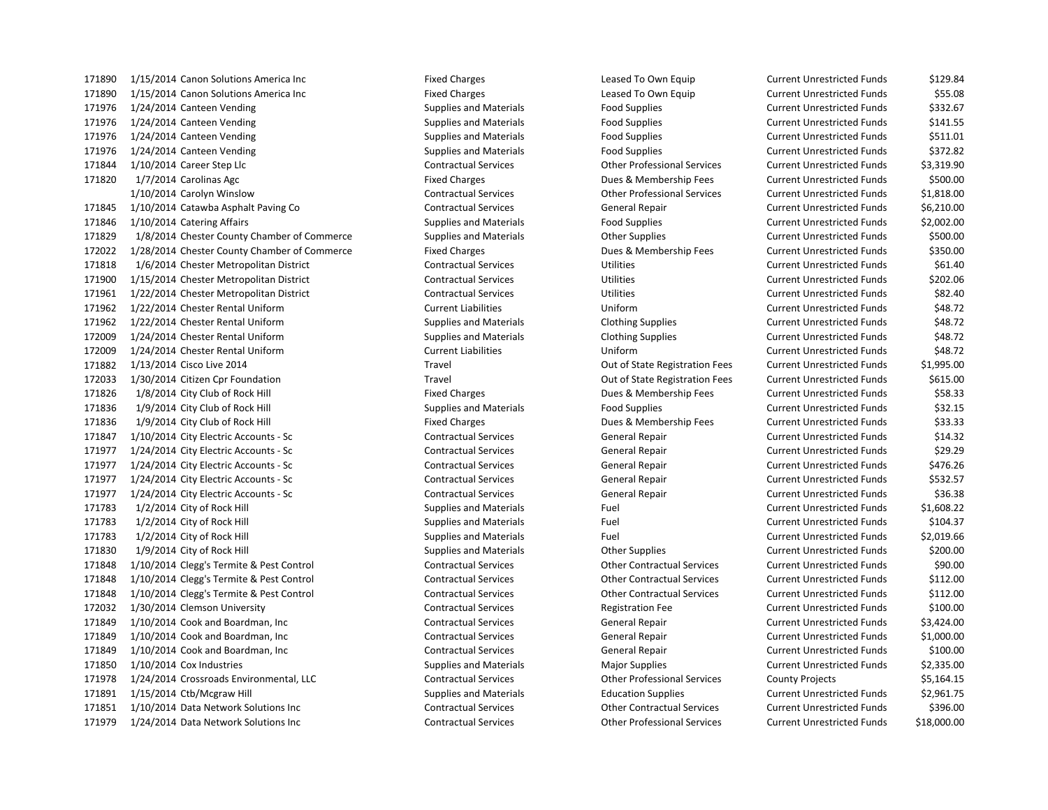| | | | | | | |
|---|---|---|---|---|---|---|
| 171890 | 1/15/2014 Canon Solutions America Inc | Fixed Charges | Leased To Own Equip | Current Unrestricted Funds | $129.84 |
| 171890 | 1/15/2014 Canon Solutions America Inc | Fixed Charges | Leased To Own Equip | Current Unrestricted Funds | $55.08 |
| 171976 | 1/24/2014 Canteen Vending | Supplies and Materials | Food Supplies | Current Unrestricted Funds | $332.67 |
| 171976 | 1/24/2014 Canteen Vending | Supplies and Materials | Food Supplies | Current Unrestricted Funds | $141.55 |
| 171976 | 1/24/2014 Canteen Vending | Supplies and Materials | Food Supplies | Current Unrestricted Funds | $511.01 |
| 171976 | 1/24/2014 Canteen Vending | Supplies and Materials | Food Supplies | Current Unrestricted Funds | $372.82 |
| 171844 | 1/10/2014 Career Step Llc | Contractual Services | Other Professional Services | Current Unrestricted Funds | $3,319.90 |
| 171820 | 1/7/2014 Carolinas Agc | Fixed Charges | Dues & Membership Fees | Current Unrestricted Funds | $500.00 |
| | 1/10/2014 Carolyn Winslow | Contractual Services | Other Professional Services | Current Unrestricted Funds | $1,818.00 |
| 171845 | 1/10/2014 Catawba Asphalt Paving Co | Contractual Services | General Repair | Current Unrestricted Funds | $6,210.00 |
| 171846 | 1/10/2014 Catering Affairs | Supplies and Materials | Food Supplies | Current Unrestricted Funds | $2,002.00 |
| 171829 | 1/8/2014 Chester County Chamber of Commerce | Supplies and Materials | Other Supplies | Current Unrestricted Funds | $500.00 |
| 172022 | 1/28/2014 Chester County Chamber of Commerce | Fixed Charges | Dues & Membership Fees | Current Unrestricted Funds | $350.00 |
| 171818 | 1/6/2014 Chester Metropolitan District | Contractual Services | Utilities | Current Unrestricted Funds | $61.40 |
| 171900 | 1/15/2014 Chester Metropolitan District | Contractual Services | Utilities | Current Unrestricted Funds | $202.06 |
| 171961 | 1/22/2014 Chester Metropolitan District | Contractual Services | Utilities | Current Unrestricted Funds | $82.40 |
| 171962 | 1/22/2014 Chester Rental Uniform | Current Liabilities | Uniform | Current Unrestricted Funds | $48.72 |
| 171962 | 1/22/2014 Chester Rental Uniform | Supplies and Materials | Clothing Supplies | Current Unrestricted Funds | $48.72 |
| 172009 | 1/24/2014 Chester Rental Uniform | Supplies and Materials | Clothing Supplies | Current Unrestricted Funds | $48.72 |
| 172009 | 1/24/2014 Chester Rental Uniform | Current Liabilities | Uniform | Current Unrestricted Funds | $48.72 |
| 171882 | 1/13/2014 Cisco Live 2014 | Travel | Out of State Registration Fees | Current Unrestricted Funds | $1,995.00 |
| 172033 | 1/30/2014 Citizen Cpr Foundation | Travel | Out of State Registration Fees | Current Unrestricted Funds | $615.00 |
| 171826 | 1/8/2014 City Club of Rock Hill | Fixed Charges | Dues & Membership Fees | Current Unrestricted Funds | $58.33 |
| 171836 | 1/9/2014 City Club of Rock Hill | Supplies and Materials | Food Supplies | Current Unrestricted Funds | $32.15 |
| 171836 | 1/9/2014 City Club of Rock Hill | Fixed Charges | Dues & Membership Fees | Current Unrestricted Funds | $33.33 |
| 171847 | 1/10/2014 City Electric Accounts - Sc | Contractual Services | General Repair | Current Unrestricted Funds | $14.32 |
| 171977 | 1/24/2014 City Electric Accounts - Sc | Contractual Services | General Repair | Current Unrestricted Funds | $29.29 |
| 171977 | 1/24/2014 City Electric Accounts - Sc | Contractual Services | General Repair | Current Unrestricted Funds | $476.26 |
| 171977 | 1/24/2014 City Electric Accounts - Sc | Contractual Services | General Repair | Current Unrestricted Funds | $532.57 |
| 171977 | 1/24/2014 City Electric Accounts - Sc | Contractual Services | General Repair | Current Unrestricted Funds | $36.38 |
| 171783 | 1/2/2014 City of Rock Hill | Supplies and Materials | Fuel | Current Unrestricted Funds | $1,608.22 |
| 171783 | 1/2/2014 City of Rock Hill | Supplies and Materials | Fuel | Current Unrestricted Funds | $104.37 |
| 171783 | 1/2/2014 City of Rock Hill | Supplies and Materials | Fuel | Current Unrestricted Funds | $2,019.66 |
| 171830 | 1/9/2014 City of Rock Hill | Supplies and Materials | Other Supplies | Current Unrestricted Funds | $200.00 |
| 171848 | 1/10/2014 Clegg's Termite & Pest Control | Contractual Services | Other Contractual Services | Current Unrestricted Funds | $90.00 |
| 171848 | 1/10/2014 Clegg's Termite & Pest Control | Contractual Services | Other Contractual Services | Current Unrestricted Funds | $112.00 |
| 171848 | 1/10/2014 Clegg's Termite & Pest Control | Contractual Services | Other Contractual Services | Current Unrestricted Funds | $112.00 |
| 172032 | 1/30/2014 Clemson University | Contractual Services | Registration Fee | Current Unrestricted Funds | $100.00 |
| 171849 | 1/10/2014 Cook and Boardman, Inc | Contractual Services | General Repair | Current Unrestricted Funds | $3,424.00 |
| 171849 | 1/10/2014 Cook and Boardman, Inc | Contractual Services | General Repair | Current Unrestricted Funds | $1,000.00 |
| 171849 | 1/10/2014 Cook and Boardman, Inc | Contractual Services | General Repair | Current Unrestricted Funds | $100.00 |
| 171850 | 1/10/2014 Cox Industries | Supplies and Materials | Major Supplies | Current Unrestricted Funds | $2,335.00 |
| 171978 | 1/24/2014 Crossroads Environmental, LLC | Contractual Services | Other Professional Services | County Projects | $5,164.15 |
| 171891 | 1/15/2014 Ctb/Mcgraw Hill | Supplies and Materials | Education Supplies | Current Unrestricted Funds | $2,961.75 |
| 171851 | 1/10/2014 Data Network Solutions Inc | Contractual Services | Other Contractual Services | Current Unrestricted Funds | $396.00 |
| 171979 | 1/24/2014 Data Network Solutions Inc | Contractual Services | Other Professional Services | Current Unrestricted Funds | $18,000.00 |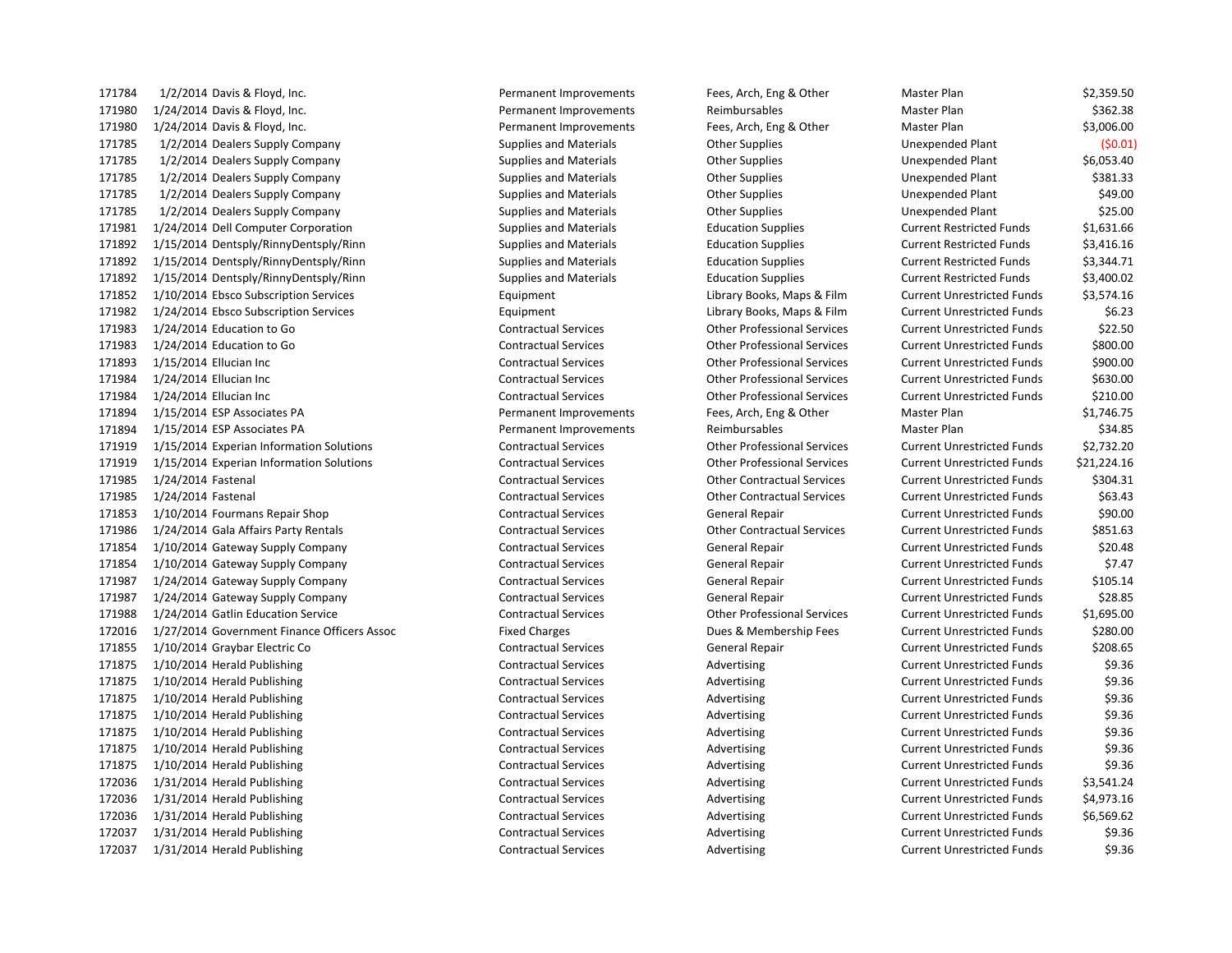| | | | | | | |
|---|---|---|---|---|---|---|
| 171784 | 1/2/2014 | Davis & Floyd, Inc. | Permanent Improvements | Fees, Arch, Eng & Other | Master Plan | $2,359.50 |
| 171980 | 1/24/2014 | Davis & Floyd, Inc. | Permanent Improvements | Reimbursables | Master Plan | $362.38 |
| 171980 | 1/24/2014 | Davis & Floyd, Inc. | Permanent Improvements | Fees, Arch, Eng & Other | Master Plan | $3,006.00 |
| 171785 | 1/2/2014 | Dealers Supply Company | Supplies and Materials | Other Supplies | Unexpended Plant | ($0.01) |
| 171785 | 1/2/2014 | Dealers Supply Company | Supplies and Materials | Other Supplies | Unexpended Plant | $6,053.40 |
| 171785 | 1/2/2014 | Dealers Supply Company | Supplies and Materials | Other Supplies | Unexpended Plant | $381.33 |
| 171785 | 1/2/2014 | Dealers Supply Company | Supplies and Materials | Other Supplies | Unexpended Plant | $49.00 |
| 171785 | 1/2/2014 | Dealers Supply Company | Supplies and Materials | Other Supplies | Unexpended Plant | $25.00 |
| 171981 | 1/24/2014 | Dell Computer Corporation | Supplies and Materials | Education Supplies | Current Restricted Funds | $1,631.66 |
| 171892 | 1/15/2014 | Dentsply/RinnyDentsply/Rinn | Supplies and Materials | Education Supplies | Current Restricted Funds | $3,416.16 |
| 171892 | 1/15/2014 | Dentsply/RinnyDentsply/Rinn | Supplies and Materials | Education Supplies | Current Restricted Funds | $3,344.71 |
| 171892 | 1/15/2014 | Dentsply/RinnyDentsply/Rinn | Supplies and Materials | Education Supplies | Current Restricted Funds | $3,400.02 |
| 171852 | 1/10/2014 | Ebsco Subscription Services | Equipment | Library Books, Maps & Film | Current Unrestricted Funds | $3,574.16 |
| 171982 | 1/24/2014 | Ebsco Subscription Services | Equipment | Library Books, Maps & Film | Current Unrestricted Funds | $6.23 |
| 171983 | 1/24/2014 | Education to Go | Contractual Services | Other Professional Services | Current Unrestricted Funds | $22.50 |
| 171983 | 1/24/2014 | Education to Go | Contractual Services | Other Professional Services | Current Unrestricted Funds | $800.00 |
| 171893 | 1/15/2014 | Ellucian Inc | Contractual Services | Other Professional Services | Current Unrestricted Funds | $900.00 |
| 171984 | 1/24/2014 | Ellucian Inc | Contractual Services | Other Professional Services | Current Unrestricted Funds | $630.00 |
| 171984 | 1/24/2014 | Ellucian Inc | Contractual Services | Other Professional Services | Current Unrestricted Funds | $210.00 |
| 171894 | 1/15/2014 | ESP Associates PA | Permanent Improvements | Fees, Arch, Eng & Other | Master Plan | $1,746.75 |
| 171894 | 1/15/2014 | ESP Associates PA | Permanent Improvements | Reimbursables | Master Plan | $34.85 |
| 171919 | 1/15/2014 | Experian Information Solutions | Contractual Services | Other Professional Services | Current Unrestricted Funds | $2,732.20 |
| 171919 | 1/15/2014 | Experian Information Solutions | Contractual Services | Other Professional Services | Current Unrestricted Funds | $21,224.16 |
| 171985 | 1/24/2014 | Fastenal | Contractual Services | Other Contractual Services | Current Unrestricted Funds | $304.31 |
| 171985 | 1/24/2014 | Fastenal | Contractual Services | Other Contractual Services | Current Unrestricted Funds | $63.43 |
| 171853 | 1/10/2014 | Fourmans Repair Shop | Contractual Services | General Repair | Current Unrestricted Funds | $90.00 |
| 171986 | 1/24/2014 | Gala Affairs Party Rentals | Contractual Services | Other Contractual Services | Current Unrestricted Funds | $851.63 |
| 171854 | 1/10/2014 | Gateway Supply Company | Contractual Services | General Repair | Current Unrestricted Funds | $20.48 |
| 171854 | 1/10/2014 | Gateway Supply Company | Contractual Services | General Repair | Current Unrestricted Funds | $7.47 |
| 171987 | 1/24/2014 | Gateway Supply Company | Contractual Services | General Repair | Current Unrestricted Funds | $105.14 |
| 171987 | 1/24/2014 | Gateway Supply Company | Contractual Services | General Repair | Current Unrestricted Funds | $28.85 |
| 171988 | 1/24/2014 | Gatlin Education Service | Contractual Services | Other Professional Services | Current Unrestricted Funds | $1,695.00 |
| 172016 | 1/27/2014 | Government Finance Officers Assoc | Fixed Charges | Dues & Membership Fees | Current Unrestricted Funds | $280.00 |
| 171855 | 1/10/2014 | Graybar Electric Co | Contractual Services | General Repair | Current Unrestricted Funds | $208.65 |
| 171875 | 1/10/2014 | Herald Publishing | Contractual Services | Advertising | Current Unrestricted Funds | $9.36 |
| 171875 | 1/10/2014 | Herald Publishing | Contractual Services | Advertising | Current Unrestricted Funds | $9.36 |
| 171875 | 1/10/2014 | Herald Publishing | Contractual Services | Advertising | Current Unrestricted Funds | $9.36 |
| 171875 | 1/10/2014 | Herald Publishing | Contractual Services | Advertising | Current Unrestricted Funds | $9.36 |
| 171875 | 1/10/2014 | Herald Publishing | Contractual Services | Advertising | Current Unrestricted Funds | $9.36 |
| 171875 | 1/10/2014 | Herald Publishing | Contractual Services | Advertising | Current Unrestricted Funds | $9.36 |
| 171875 | 1/10/2014 | Herald Publishing | Contractual Services | Advertising | Current Unrestricted Funds | $9.36 |
| 172036 | 1/31/2014 | Herald Publishing | Contractual Services | Advertising | Current Unrestricted Funds | $3,541.24 |
| 172036 | 1/31/2014 | Herald Publishing | Contractual Services | Advertising | Current Unrestricted Funds | $4,973.16 |
| 172036 | 1/31/2014 | Herald Publishing | Contractual Services | Advertising | Current Unrestricted Funds | $6,569.62 |
| 172037 | 1/31/2014 | Herald Publishing | Contractual Services | Advertising | Current Unrestricted Funds | $9.36 |
| 172037 | 1/31/2014 | Herald Publishing | Contractual Services | Advertising | Current Unrestricted Funds | $9.36 |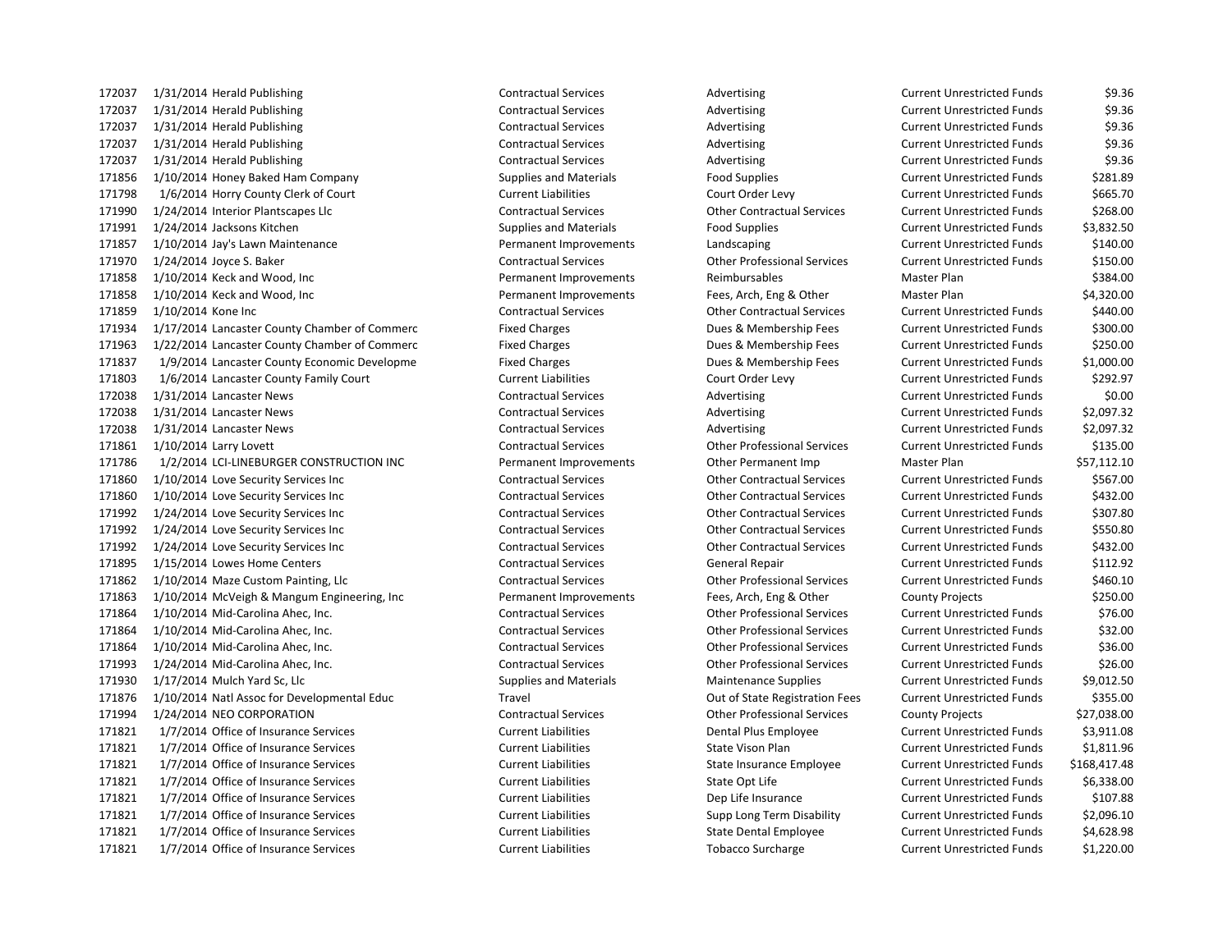| | | | | | | |
|---|---|---|---|---|---|---|
| 172037 | 1/31/2014 | Herald Publishing | Contractual Services | Advertising | Current Unrestricted Funds | $9.36 |
| 172037 | 1/31/2014 | Herald Publishing | Contractual Services | Advertising | Current Unrestricted Funds | $9.36 |
| 172037 | 1/31/2014 | Herald Publishing | Contractual Services | Advertising | Current Unrestricted Funds | $9.36 |
| 172037 | 1/31/2014 | Herald Publishing | Contractual Services | Advertising | Current Unrestricted Funds | $9.36 |
| 172037 | 1/31/2014 | Herald Publishing | Contractual Services | Advertising | Current Unrestricted Funds | $9.36 |
| 171856 | 1/10/2014 | Honey Baked Ham Company | Supplies and Materials | Food Supplies | Current Unrestricted Funds | $281.89 |
| 171798 | 1/6/2014 | Horry County Clerk of Court | Current Liabilities | Court Order Levy | Current Unrestricted Funds | $665.70 |
| 171990 | 1/24/2014 | Interior Plantscapes Llc | Contractual Services | Other Contractual Services | Current Unrestricted Funds | $268.00 |
| 171991 | 1/24/2014 | Jacksons Kitchen | Supplies and Materials | Food Supplies | Current Unrestricted Funds | $3,832.50 |
| 171857 | 1/10/2014 | Jay's Lawn Maintenance | Permanent Improvements | Landscaping | Current Unrestricted Funds | $140.00 |
| 171970 | 1/24/2014 | Joyce S. Baker | Contractual Services | Other Professional Services | Current Unrestricted Funds | $150.00 |
| 171858 | 1/10/2014 | Keck and Wood, Inc | Permanent Improvements | Reimbursables | Master Plan | $384.00 |
| 171858 | 1/10/2014 | Keck and Wood, Inc | Permanent Improvements | Fees, Arch, Eng & Other | Master Plan | $4,320.00 |
| 171859 | 1/10/2014 | Kone Inc | Contractual Services | Other Contractual Services | Current Unrestricted Funds | $440.00 |
| 171934 | 1/17/2014 | Lancaster County Chamber of Commerc | Fixed Charges | Dues & Membership Fees | Current Unrestricted Funds | $300.00 |
| 171963 | 1/22/2014 | Lancaster County Chamber of Commerc | Fixed Charges | Dues & Membership Fees | Current Unrestricted Funds | $250.00 |
| 171837 | 1/9/2014 | Lancaster County Economic Developme | Fixed Charges | Dues & Membership Fees | Current Unrestricted Funds | $1,000.00 |
| 171803 | 1/6/2014 | Lancaster County Family Court | Current Liabilities | Court Order Levy | Current Unrestricted Funds | $292.97 |
| 172038 | 1/31/2014 | Lancaster News | Contractual Services | Advertising | Current Unrestricted Funds | $0.00 |
| 172038 | 1/31/2014 | Lancaster News | Contractual Services | Advertising | Current Unrestricted Funds | $2,097.32 |
| 172038 | 1/31/2014 | Lancaster News | Contractual Services | Advertising | Current Unrestricted Funds | $2,097.32 |
| 171861 | 1/10/2014 | Larry Lovett | Contractual Services | Other Professional Services | Current Unrestricted Funds | $135.00 |
| 171786 | 1/2/2014 | LCI-LINEBURGER CONSTRUCTION INC | Permanent Improvements | Other Permanent Imp | Master Plan | $57,112.10 |
| 171860 | 1/10/2014 | Love Security Services Inc | Contractual Services | Other Contractual Services | Current Unrestricted Funds | $567.00 |
| 171860 | 1/10/2014 | Love Security Services Inc | Contractual Services | Other Contractual Services | Current Unrestricted Funds | $432.00 |
| 171992 | 1/24/2014 | Love Security Services Inc | Contractual Services | Other Contractual Services | Current Unrestricted Funds | $307.80 |
| 171992 | 1/24/2014 | Love Security Services Inc | Contractual Services | Other Contractual Services | Current Unrestricted Funds | $550.80 |
| 171992 | 1/24/2014 | Love Security Services Inc | Contractual Services | Other Contractual Services | Current Unrestricted Funds | $432.00 |
| 171895 | 1/15/2014 | Lowes Home Centers | Contractual Services | General Repair | Current Unrestricted Funds | $112.92 |
| 171862 | 1/10/2014 | Maze Custom Painting, Llc | Contractual Services | Other Professional Services | Current Unrestricted Funds | $460.10 |
| 171863 | 1/10/2014 | McVeigh & Mangum Engineering, Inc | Permanent Improvements | Fees, Arch, Eng & Other | County Projects | $250.00 |
| 171864 | 1/10/2014 | Mid-Carolina Ahec, Inc. | Contractual Services | Other Professional Services | Current Unrestricted Funds | $76.00 |
| 171864 | 1/10/2014 | Mid-Carolina Ahec, Inc. | Contractual Services | Other Professional Services | Current Unrestricted Funds | $32.00 |
| 171864 | 1/10/2014 | Mid-Carolina Ahec, Inc. | Contractual Services | Other Professional Services | Current Unrestricted Funds | $36.00 |
| 171993 | 1/24/2014 | Mid-Carolina Ahec, Inc. | Contractual Services | Other Professional Services | Current Unrestricted Funds | $26.00 |
| 171930 | 1/17/2014 | Mulch Yard Sc, Llc | Supplies and Materials | Maintenance Supplies | Current Unrestricted Funds | $9,012.50 |
| 171876 | 1/10/2014 | Natl Assoc for Developmental Educ | Travel | Out of State Registration Fees | Current Unrestricted Funds | $355.00 |
| 171994 | 1/24/2014 | NEO CORPORATION | Contractual Services | Other Professional Services | County Projects | $27,038.00 |
| 171821 | 1/7/2014 | Office of Insurance Services | Current Liabilities | Dental Plus Employee | Current Unrestricted Funds | $3,911.08 |
| 171821 | 1/7/2014 | Office of Insurance Services | Current Liabilities | State Vison Plan | Current Unrestricted Funds | $1,811.96 |
| 171821 | 1/7/2014 | Office of Insurance Services | Current Liabilities | State Insurance Employee | Current Unrestricted Funds | $168,417.48 |
| 171821 | 1/7/2014 | Office of Insurance Services | Current Liabilities | State Opt Life | Current Unrestricted Funds | $6,338.00 |
| 171821 | 1/7/2014 | Office of Insurance Services | Current Liabilities | Dep Life Insurance | Current Unrestricted Funds | $107.88 |
| 171821 | 1/7/2014 | Office of Insurance Services | Current Liabilities | Supp Long Term Disability | Current Unrestricted Funds | $2,096.10 |
| 171821 | 1/7/2014 | Office of Insurance Services | Current Liabilities | State Dental Employee | Current Unrestricted Funds | $4,628.98 |
| 171821 | 1/7/2014 | Office of Insurance Services | Current Liabilities | Tobacco Surcharge | Current Unrestricted Funds | $1,220.00 |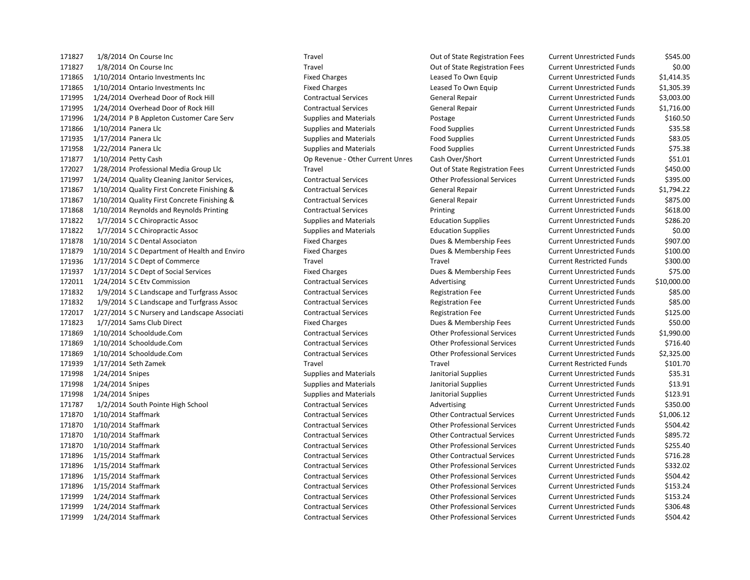| | | | | | | |
|---|---|---|---|---|---|---|
| 171827 | 1/8/2014 | On Course Inc | Travel | Out of State Registration Fees | Current Unrestricted Funds | $545.00 |
| 171827 | 1/8/2014 | On Course Inc | Travel | Out of State Registration Fees | Current Unrestricted Funds | $0.00 |
| 171865 | 1/10/2014 | Ontario Investments Inc | Fixed Charges | Leased To Own Equip | Current Unrestricted Funds | $1,414.35 |
| 171865 | 1/10/2014 | Ontario Investments Inc | Fixed Charges | Leased To Own Equip | Current Unrestricted Funds | $1,305.39 |
| 171995 | 1/24/2014 | Overhead Door of Rock Hill | Contractual Services | General Repair | Current Unrestricted Funds | $3,003.00 |
| 171995 | 1/24/2014 | Overhead Door of Rock Hill | Contractual Services | General Repair | Current Unrestricted Funds | $1,716.00 |
| 171996 | 1/24/2014 | P B Appleton Customer Care Serv | Supplies and Materials | Postage | Current Unrestricted Funds | $160.50 |
| 171866 | 1/10/2014 | Panera Llc | Supplies and Materials | Food Supplies | Current Unrestricted Funds | $35.58 |
| 171935 | 1/17/2014 | Panera Llc | Supplies and Materials | Food Supplies | Current Unrestricted Funds | $83.05 |
| 171958 | 1/22/2014 | Panera Llc | Supplies and Materials | Food Supplies | Current Unrestricted Funds | $75.38 |
| 171877 | 1/10/2014 | Petty Cash | Op Revenue - Other Current Unres | Cash Over/Short | Current Unrestricted Funds | $51.01 |
| 172027 | 1/28/2014 | Professional Media Group Llc | Travel | Out of State Registration Fees | Current Unrestricted Funds | $450.00 |
| 171997 | 1/24/2014 | Quality Cleaning Janitor Services, | Contractual Services | Other Professional Services | Current Unrestricted Funds | $395.00 |
| 171867 | 1/10/2014 | Quality First Concrete Finishing & | Contractual Services | General Repair | Current Unrestricted Funds | $1,794.22 |
| 171867 | 1/10/2014 | Quality First Concrete Finishing & | Contractual Services | General Repair | Current Unrestricted Funds | $875.00 |
| 171868 | 1/10/2014 | Reynolds and Reynolds Printing | Contractual Services | Printing | Current Unrestricted Funds | $618.00 |
| 171822 | 1/7/2014 | S C Chiropractic Assoc | Supplies and Materials | Education Supplies | Current Unrestricted Funds | $286.20 |
| 171822 | 1/7/2014 | S C Chiropractic Assoc | Supplies and Materials | Education Supplies | Current Unrestricted Funds | $0.00 |
| 171878 | 1/10/2014 | S C Dental Associaton | Fixed Charges | Dues & Membership Fees | Current Unrestricted Funds | $907.00 |
| 171879 | 1/10/2014 | S C Department of Health and Enviro | Fixed Charges | Dues & Membership Fees | Current Unrestricted Funds | $100.00 |
| 171936 | 1/17/2014 | S C Dept of Commerce | Travel | Travel | Current Restricted Funds | $300.00 |
| 171937 | 1/17/2014 | S C Dept of Social Services | Fixed Charges | Dues & Membership Fees | Current Unrestricted Funds | $75.00 |
| 172011 | 1/24/2014 | S C Etv Commission | Contractual Services | Advertising | Current Unrestricted Funds | $10,000.00 |
| 171832 | 1/9/2014 | S C Landscape and Turfgrass Assoc | Contractual Services | Registration Fee | Current Unrestricted Funds | $85.00 |
| 171832 | 1/9/2014 | S C Landscape and Turfgrass Assoc | Contractual Services | Registration Fee | Current Unrestricted Funds | $85.00 |
| 172017 | 1/27/2014 | S C Nursery and Landscape Associati | Contractual Services | Registration Fee | Current Unrestricted Funds | $125.00 |
| 171823 | 1/7/2014 | Sams Club Direct | Fixed Charges | Dues & Membership Fees | Current Unrestricted Funds | $50.00 |
| 171869 | 1/10/2014 | Schooldude.Com | Contractual Services | Other Professional Services | Current Unrestricted Funds | $1,990.00 |
| 171869 | 1/10/2014 | Schooldude.Com | Contractual Services | Other Professional Services | Current Unrestricted Funds | $716.40 |
| 171869 | 1/10/2014 | Schooldude.Com | Contractual Services | Other Professional Services | Current Unrestricted Funds | $2,325.00 |
| 171939 | 1/17/2014 | Seth Zamek | Travel | Travel | Current Restricted Funds | $101.70 |
| 171998 | 1/24/2014 | Snipes | Supplies and Materials | Janitorial Supplies | Current Unrestricted Funds | $35.31 |
| 171998 | 1/24/2014 | Snipes | Supplies and Materials | Janitorial Supplies | Current Unrestricted Funds | $13.91 |
| 171998 | 1/24/2014 | Snipes | Supplies and Materials | Janitorial Supplies | Current Unrestricted Funds | $123.91 |
| 171787 | 1/2/2014 | South Pointe High School | Contractual Services | Advertising | Current Unrestricted Funds | $350.00 |
| 171870 | 1/10/2014 | Staffmark | Contractual Services | Other Contractual Services | Current Unrestricted Funds | $1,006.12 |
| 171870 | 1/10/2014 | Staffmark | Contractual Services | Other Professional Services | Current Unrestricted Funds | $504.42 |
| 171870 | 1/10/2014 | Staffmark | Contractual Services | Other Contractual Services | Current Unrestricted Funds | $895.72 |
| 171870 | 1/10/2014 | Staffmark | Contractual Services | Other Professional Services | Current Unrestricted Funds | $255.40 |
| 171896 | 1/15/2014 | Staffmark | Contractual Services | Other Contractual Services | Current Unrestricted Funds | $716.28 |
| 171896 | 1/15/2014 | Staffmark | Contractual Services | Other Professional Services | Current Unrestricted Funds | $332.02 |
| 171896 | 1/15/2014 | Staffmark | Contractual Services | Other Professional Services | Current Unrestricted Funds | $504.42 |
| 171896 | 1/15/2014 | Staffmark | Contractual Services | Other Professional Services | Current Unrestricted Funds | $153.24 |
| 171999 | 1/24/2014 | Staffmark | Contractual Services | Other Professional Services | Current Unrestricted Funds | $153.24 |
| 171999 | 1/24/2014 | Staffmark | Contractual Services | Other Professional Services | Current Unrestricted Funds | $306.48 |
| 171999 | 1/24/2014 | Staffmark | Contractual Services | Other Professional Services | Current Unrestricted Funds | $504.42 |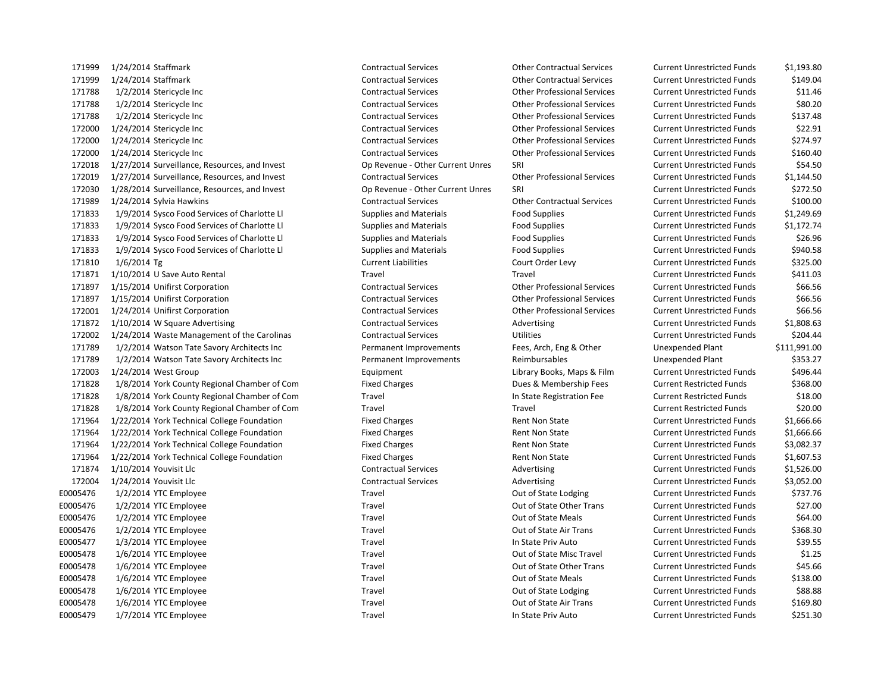| | | | | | | | |
|---|---|---|---|---|---|---|---|
| 171999 | 1/24/2014 | Staffmark | Contractual Services | Other Contractual Services | Current Unrestricted Funds | $1,193.80 |
| 171999 | 1/24/2014 | Staffmark | Contractual Services | Other Contractual Services | Current Unrestricted Funds | $149.04 |
| 171788 | 1/2/2014 | Stericycle Inc | Contractual Services | Other Professional Services | Current Unrestricted Funds | $11.46 |
| 171788 | 1/2/2014 | Stericycle Inc | Contractual Services | Other Professional Services | Current Unrestricted Funds | $80.20 |
| 171788 | 1/2/2014 | Stericycle Inc | Contractual Services | Other Professional Services | Current Unrestricted Funds | $137.48 |
| 172000 | 1/24/2014 | Stericycle Inc | Contractual Services | Other Professional Services | Current Unrestricted Funds | $22.91 |
| 172000 | 1/24/2014 | Stericycle Inc | Contractual Services | Other Professional Services | Current Unrestricted Funds | $274.97 |
| 172000 | 1/24/2014 | Stericycle Inc | Contractual Services | Other Professional Services | Current Unrestricted Funds | $160.40 |
| 172018 | 1/27/2014 | Surveillance, Resources, and Invest | Op Revenue - Other Current Unres | SRI | Current Unrestricted Funds | $54.50 |
| 172019 | 1/27/2014 | Surveillance, Resources, and Invest | Contractual Services | Other Professional Services | Current Unrestricted Funds | $1,144.50 |
| 172030 | 1/28/2014 | Surveillance, Resources, and Invest | Op Revenue - Other Current Unres | SRI | Current Unrestricted Funds | $272.50 |
| 171989 | 1/24/2014 | Sylvia Hawkins | Contractual Services | Other Contractual Services | Current Unrestricted Funds | $100.00 |
| 171833 | 1/9/2014 | Sysco Food Services of Charlotte Ll | Supplies and Materials | Food Supplies | Current Unrestricted Funds | $1,249.69 |
| 171833 | 1/9/2014 | Sysco Food Services of Charlotte Ll | Supplies and Materials | Food Supplies | Current Unrestricted Funds | $1,172.74 |
| 171833 | 1/9/2014 | Sysco Food Services of Charlotte Ll | Supplies and Materials | Food Supplies | Current Unrestricted Funds | $26.96 |
| 171833 | 1/9/2014 | Sysco Food Services of Charlotte Ll | Supplies and Materials | Food Supplies | Current Unrestricted Funds | $940.58 |
| 171810 | 1/6/2014 | Tg | Current Liabilities | Court Order Levy | Current Unrestricted Funds | $325.00 |
| 171871 | 1/10/2014 | U Save Auto Rental | Travel | Travel | Current Unrestricted Funds | $411.03 |
| 171897 | 1/15/2014 | Unifirst Corporation | Contractual Services | Other Professional Services | Current Unrestricted Funds | $66.56 |
| 171897 | 1/15/2014 | Unifirst Corporation | Contractual Services | Other Professional Services | Current Unrestricted Funds | $66.56 |
| 172001 | 1/24/2014 | Unifirst Corporation | Contractual Services | Other Professional Services | Current Unrestricted Funds | $66.56 |
| 171872 | 1/10/2014 | W Square Advertising | Contractual Services | Advertising | Current Unrestricted Funds | $1,808.63 |
| 172002 | 1/24/2014 | Waste Management of the Carolinas | Contractual Services | Utilities | Current Unrestricted Funds | $204.44 |
| 171789 | 1/2/2014 | Watson Tate Savory Architects Inc | Permanent Improvements | Fees, Arch, Eng & Other | Unexpended Plant | $111,991.00 |
| 171789 | 1/2/2014 | Watson Tate Savory Architects Inc | Permanent Improvements | Reimbursables | Unexpended Plant | $353.27 |
| 172003 | 1/24/2014 | West Group | Equipment | Library Books, Maps & Film | Current Unrestricted Funds | $496.44 |
| 171828 | 1/8/2014 | York County Regional Chamber of Com | Fixed Charges | Dues & Membership Fees | Current Restricted Funds | $368.00 |
| 171828 | 1/8/2014 | York County Regional Chamber of Com | Travel | In State Registration Fee | Current Restricted Funds | $18.00 |
| 171828 | 1/8/2014 | York County Regional Chamber of Com | Travel | Travel | Current Restricted Funds | $20.00 |
| 171964 | 1/22/2014 | York Technical College Foundation | Fixed Charges | Rent Non State | Current Unrestricted Funds | $1,666.66 |
| 171964 | 1/22/2014 | York Technical College Foundation | Fixed Charges | Rent Non State | Current Unrestricted Funds | $1,666.66 |
| 171964 | 1/22/2014 | York Technical College Foundation | Fixed Charges | Rent Non State | Current Unrestricted Funds | $3,082.37 |
| 171964 | 1/22/2014 | York Technical College Foundation | Fixed Charges | Rent Non State | Current Unrestricted Funds | $1,607.53 |
| 171874 | 1/10/2014 | Youvisit Llc | Contractual Services | Advertising | Current Unrestricted Funds | $1,526.00 |
| 172004 | 1/24/2014 | Youvisit Llc | Contractual Services | Advertising | Current Unrestricted Funds | $3,052.00 |
| E0005476 | 1/2/2014 | YTC Employee | Travel | Out of State Lodging | Current Unrestricted Funds | $737.76 |
| E0005476 | 1/2/2014 | YTC Employee | Travel | Out of State Other Trans | Current Unrestricted Funds | $27.00 |
| E0005476 | 1/2/2014 | YTC Employee | Travel | Out of State Meals | Current Unrestricted Funds | $64.00 |
| E0005476 | 1/2/2014 | YTC Employee | Travel | Out of State Air Trans | Current Unrestricted Funds | $368.30 |
| E0005477 | 1/3/2014 | YTC Employee | Travel | In State Priv Auto | Current Unrestricted Funds | $39.55 |
| E0005478 | 1/6/2014 | YTC Employee | Travel | Out of State Misc Travel | Current Unrestricted Funds | $1.25 |
| E0005478 | 1/6/2014 | YTC Employee | Travel | Out of State Other Trans | Current Unrestricted Funds | $45.66 |
| E0005478 | 1/6/2014 | YTC Employee | Travel | Out of State Meals | Current Unrestricted Funds | $138.00 |
| E0005478 | 1/6/2014 | YTC Employee | Travel | Out of State Lodging | Current Unrestricted Funds | $88.88 |
| E0005478 | 1/6/2014 | YTC Employee | Travel | Out of State Air Trans | Current Unrestricted Funds | $169.80 |
| E0005479 | 1/7/2014 | YTC Employee | Travel | In State Priv Auto | Current Unrestricted Funds | $251.30 |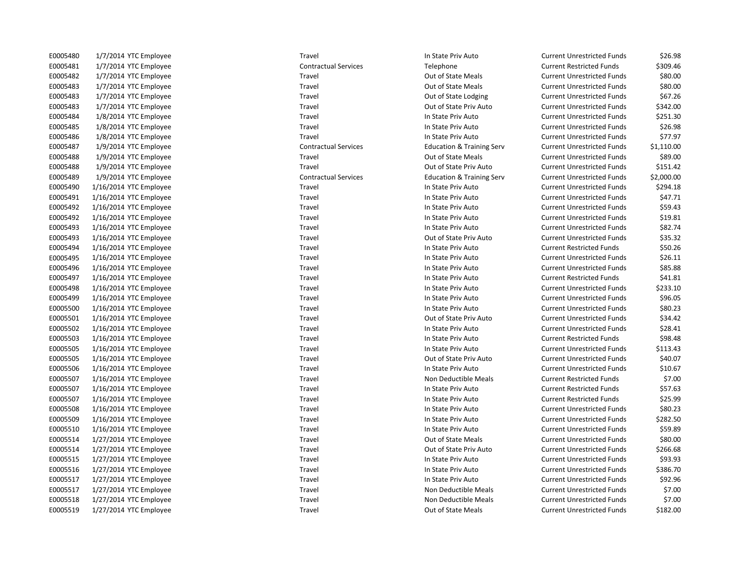| E0005480 | 1/7/2014 | YTC Employee | Travel | In State Priv Auto | Current Unrestricted Funds | $26.98 |
|---|---|---|---|---|---|---|
| E0005481 | 1/7/2014 | YTC Employee | Contractual Services | Telephone | Current Restricted Funds | $309.46 |
| E0005482 | 1/7/2014 | YTC Employee | Travel | Out of State Meals | Current Unrestricted Funds | $80.00 |
| E0005483 | 1/7/2014 | YTC Employee | Travel | Out of State Meals | Current Unrestricted Funds | $80.00 |
| E0005483 | 1/7/2014 | YTC Employee | Travel | Out of State Lodging | Current Unrestricted Funds | $67.26 |
| E0005483 | 1/7/2014 | YTC Employee | Travel | Out of State Priv Auto | Current Unrestricted Funds | $342.00 |
| E0005484 | 1/8/2014 | YTC Employee | Travel | In State Priv Auto | Current Unrestricted Funds | $251.30 |
| E0005485 | 1/8/2014 | YTC Employee | Travel | In State Priv Auto | Current Unrestricted Funds | $26.98 |
| E0005486 | 1/8/2014 | YTC Employee | Travel | In State Priv Auto | Current Unrestricted Funds | $77.97 |
| E0005487 | 1/9/2014 | YTC Employee | Contractual Services | Education & Training Serv | Current Unrestricted Funds | $1,110.00 |
| E0005488 | 1/9/2014 | YTC Employee | Travel | Out of State Meals | Current Unrestricted Funds | $89.00 |
| E0005488 | 1/9/2014 | YTC Employee | Travel | Out of State Priv Auto | Current Unrestricted Funds | $151.42 |
| E0005489 | 1/9/2014 | YTC Employee | Contractual Services | Education & Training Serv | Current Unrestricted Funds | $2,000.00 |
| E0005490 | 1/16/2014 | YTC Employee | Travel | In State Priv Auto | Current Unrestricted Funds | $294.18 |
| E0005491 | 1/16/2014 | YTC Employee | Travel | In State Priv Auto | Current Unrestricted Funds | $47.71 |
| E0005492 | 1/16/2014 | YTC Employee | Travel | In State Priv Auto | Current Unrestricted Funds | $59.43 |
| E0005492 | 1/16/2014 | YTC Employee | Travel | In State Priv Auto | Current Unrestricted Funds | $19.81 |
| E0005493 | 1/16/2014 | YTC Employee | Travel | In State Priv Auto | Current Unrestricted Funds | $82.74 |
| E0005493 | 1/16/2014 | YTC Employee | Travel | Out of State Priv Auto | Current Unrestricted Funds | $35.32 |
| E0005494 | 1/16/2014 | YTC Employee | Travel | In State Priv Auto | Current Restricted Funds | $50.26 |
| E0005495 | 1/16/2014 | YTC Employee | Travel | In State Priv Auto | Current Unrestricted Funds | $26.11 |
| E0005496 | 1/16/2014 | YTC Employee | Travel | In State Priv Auto | Current Unrestricted Funds | $85.88 |
| E0005497 | 1/16/2014 | YTC Employee | Travel | In State Priv Auto | Current Restricted Funds | $41.81 |
| E0005498 | 1/16/2014 | YTC Employee | Travel | In State Priv Auto | Current Unrestricted Funds | $233.10 |
| E0005499 | 1/16/2014 | YTC Employee | Travel | In State Priv Auto | Current Unrestricted Funds | $96.05 |
| E0005500 | 1/16/2014 | YTC Employee | Travel | In State Priv Auto | Current Unrestricted Funds | $80.23 |
| E0005501 | 1/16/2014 | YTC Employee | Travel | Out of State Priv Auto | Current Unrestricted Funds | $34.42 |
| E0005502 | 1/16/2014 | YTC Employee | Travel | In State Priv Auto | Current Unrestricted Funds | $28.41 |
| E0005503 | 1/16/2014 | YTC Employee | Travel | In State Priv Auto | Current Restricted Funds | $98.48 |
| E0005505 | 1/16/2014 | YTC Employee | Travel | In State Priv Auto | Current Unrestricted Funds | $113.43 |
| E0005505 | 1/16/2014 | YTC Employee | Travel | Out of State Priv Auto | Current Unrestricted Funds | $40.07 |
| E0005506 | 1/16/2014 | YTC Employee | Travel | In State Priv Auto | Current Unrestricted Funds | $10.67 |
| E0005507 | 1/16/2014 | YTC Employee | Travel | Non Deductible Meals | Current Restricted Funds | $7.00 |
| E0005507 | 1/16/2014 | YTC Employee | Travel | In State Priv Auto | Current Restricted Funds | $57.63 |
| E0005507 | 1/16/2014 | YTC Employee | Travel | In State Priv Auto | Current Restricted Funds | $25.99 |
| E0005508 | 1/16/2014 | YTC Employee | Travel | In State Priv Auto | Current Unrestricted Funds | $80.23 |
| E0005509 | 1/16/2014 | YTC Employee | Travel | In State Priv Auto | Current Unrestricted Funds | $282.50 |
| E0005510 | 1/16/2014 | YTC Employee | Travel | In State Priv Auto | Current Unrestricted Funds | $59.89 |
| E0005514 | 1/27/2014 | YTC Employee | Travel | Out of State Meals | Current Unrestricted Funds | $80.00 |
| E0005514 | 1/27/2014 | YTC Employee | Travel | Out of State Priv Auto | Current Unrestricted Funds | $266.68 |
| E0005515 | 1/27/2014 | YTC Employee | Travel | In State Priv Auto | Current Unrestricted Funds | $93.93 |
| E0005516 | 1/27/2014 | YTC Employee | Travel | In State Priv Auto | Current Unrestricted Funds | $386.70 |
| E0005517 | 1/27/2014 | YTC Employee | Travel | In State Priv Auto | Current Unrestricted Funds | $92.96 |
| E0005517 | 1/27/2014 | YTC Employee | Travel | Non Deductible Meals | Current Unrestricted Funds | $7.00 |
| E0005518 | 1/27/2014 | YTC Employee | Travel | Non Deductible Meals | Current Unrestricted Funds | $7.00 |
| E0005519 | 1/27/2014 | YTC Employee | Travel | Out of State Meals | Current Unrestricted Funds | $182.00 |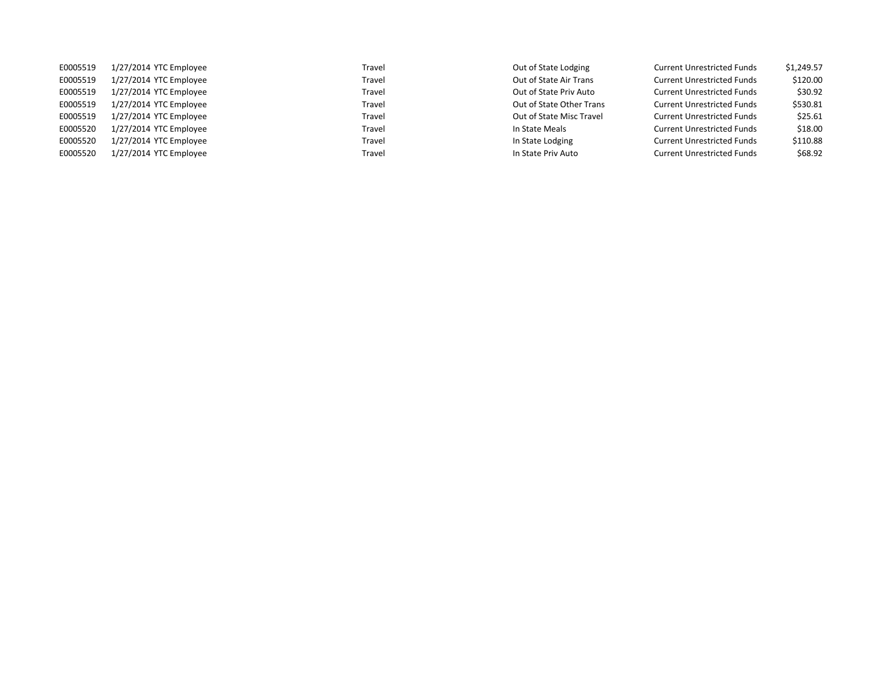| | | | | | | |
|---|---|---|---|---|---|---|
| E0005519 | 1/27/2014 | YTC Employee | Travel | Out of State Lodging | Current Unrestricted Funds | $1,249.57 |
| E0005519 | 1/27/2014 | YTC Employee | Travel | Out of State Air Trans | Current Unrestricted Funds | $120.00 |
| E0005519 | 1/27/2014 | YTC Employee | Travel | Out of State Priv Auto | Current Unrestricted Funds | $30.92 |
| E0005519 | 1/27/2014 | YTC Employee | Travel | Out of State Other Trans | Current Unrestricted Funds | $530.81 |
| E0005519 | 1/27/2014 | YTC Employee | Travel | Out of State Misc Travel | Current Unrestricted Funds | $25.61 |
| E0005520 | 1/27/2014 | YTC Employee | Travel | In State Meals | Current Unrestricted Funds | $18.00 |
| E0005520 | 1/27/2014 | YTC Employee | Travel | In State Lodging | Current Unrestricted Funds | $110.88 |
| E0005520 | 1/27/2014 | YTC Employee | Travel | In State Priv Auto | Current Unrestricted Funds | $68.92 |